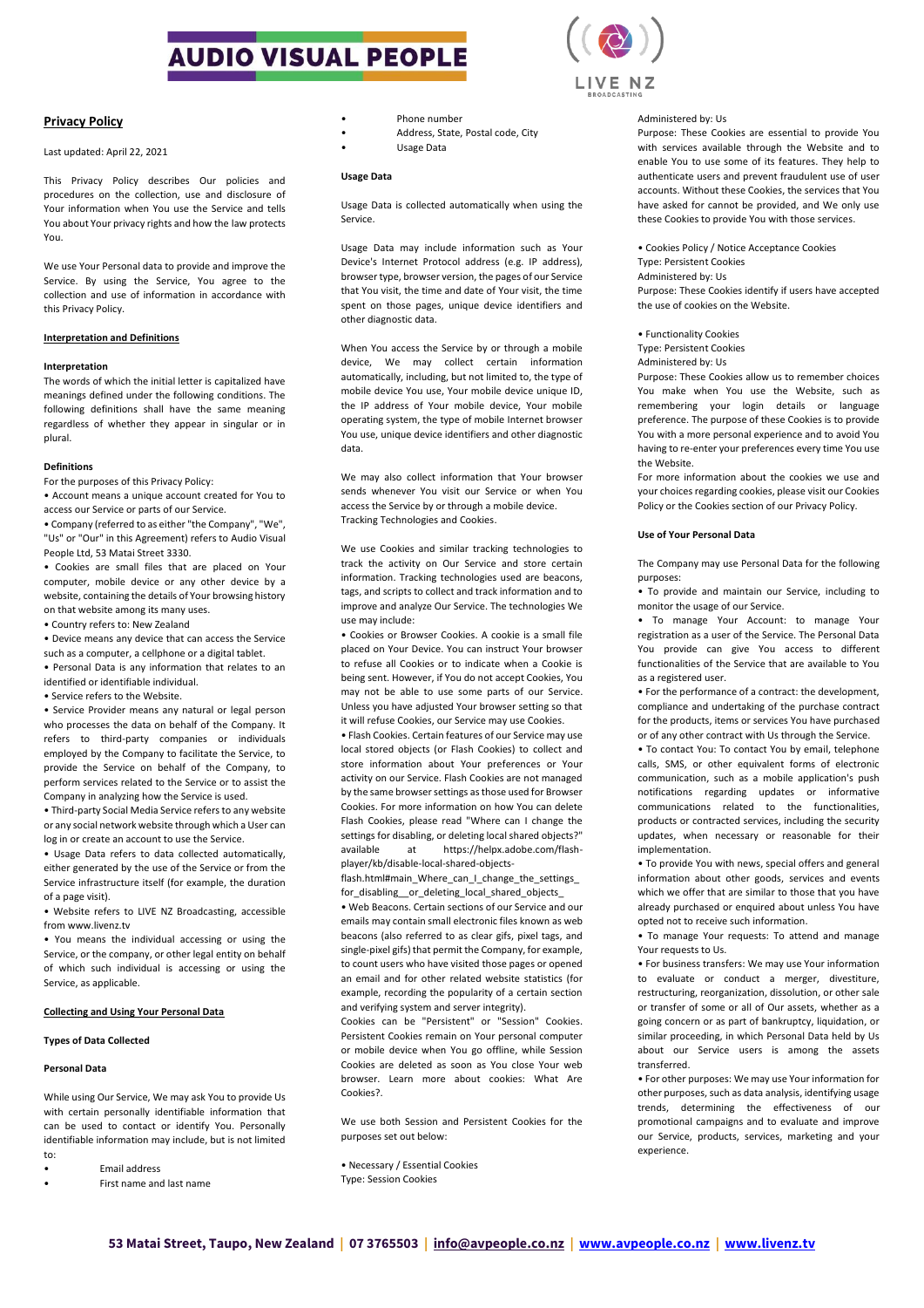## Privacy Policy

Last updated: April 22, 2021

This Privacy Policy describes Our policies and procedures on the collection, use and disclosure of Your information when You use the Service and tells You about Your privacy rights and how the law protects You.

We use Your Personal data to provide and improve the Service. By using the Service, You agree to the collection and use of information in accordance with this Privacy Policy.

### Interpretation and Definitions

**Interpretation**

The words of which the initial letter is capitalized have meanings defined under the following conditions. The following definitions shall have the same meaning regardless of whether they appear in singular or in plural.

**Definitions**

For the purposes of this Privacy Policy:

• Account means a unique account created for You to access our Service or parts of our Service.

• Company (referred to as either "the Company", "We", "Us" or "Our" in this Agreement) refers to Audio Visual People Ltd, 53 Matai Street 3330.

• Cookies are small files that are placed on Your computer, mobile device or any other device by a website, containing the details of Your browsing history on that website among its many uses.

• Country refers to: New Zealand

• Device means any device that can access the Service such as a computer, a cellphone or a digital tablet.

• Personal Data is any information that relates to an identified or identifiable individual.

• Service refers to the Website.

• Service Provider means any natural or legal person who processes the data on behalf of the Company. It refers to third-party companies or individuals employed by the Company to facilitate the Service, to provide the Service on behalf of the Company, to perform services related to the Service or to assist the Company in analyzing how the Service is used.

• Third-party Social Media Service refers to any website or any social network website through which a User can log in or create an account to use the Service.

• Usage Data refers to data collected automatically, either generated by the use of the Service or from the Service infrastructure itself (for example, the duration of a page visit).

• Website refers to LIVE NZ Broadcasting, accessible from www.livenz.tv

• You means the individual accessing or using the Service, or the company, or other legal entity on behalf of which such individual is accessing or using the Service, as applicable.

### Collecting and Using Your Personal Data

**Types of Data Collected**

**Personal Data**

While using Our Service, We may ask You to provide Us with certain personally identifiable information that can be used to contact or identify You. Personally identifiable information may include, but is not limited to:

- Email address
- First name and last name
- Phone number
- Address, State, Postal code, City
- Usage Data

**Usage Data**

Usage Data is collected automatically when using the Service.

Usage Data may include information such as Your Device's Internet Protocol address (e.g. IP address), browser type, browser version, the pages of our Service that You visit, the time and date of Your visit, the time spent on those pages, unique device identifiers and other diagnostic data.

When You access the Service by or through a mobile device, We may collect certain information automatically, including, but not limited to, the type of mobile device You use, Your mobile device unique ID, the IP address of Your mobile device, Your mobile operating system, the type of mobile Internet browser You use, unique device identifiers and other diagnostic data.

We may also collect information that Your browser sends whenever You visit our Service or when You access the Service by or through a mobile device.
Tracking Technologies and Cookies.

We use Cookies and similar tracking technologies to track the activity on Our Service and store certain information. Tracking technologies used are beacons, tags, and scripts to collect and track information and to improve and analyze Our Service. The technologies We use may include:

• Cookies or Browser Cookies. A cookie is a small file placed on Your Device. You can instruct Your browser to refuse all Cookies or to indicate when a Cookie is being sent. However, if You do not accept Cookies, You may not be able to use some parts of our Service. Unless you have adjusted Your browser setting so that it will refuse Cookies, our Service may use Cookies.

• Flash Cookies. Certain features of our Service may use local stored objects (or Flash Cookies) to collect and store information about Your preferences or Your activity on our Service. Flash Cookies are not managed by the same browser settings as those used for Browser Cookies. For more information on how You can delete Flash Cookies, please read "Where can I change the settings for disabling, or deleting local shared objects?" available at https://helpx.adobe.com/flash-player/kb/disable-local-shared-objects-flash.html#main_Where_can_I_change_the_settings_for_disabling__or_deleting_local_shared_objects_

• Web Beacons. Certain sections of our Service and our emails may contain small electronic files known as web beacons (also referred to as clear gifs, pixel tags, and single-pixel gifs) that permit the Company, for example, to count users who have visited those pages or opened an email and for other related website statistics (for example, recording the popularity of a certain section and verifying system and server integrity).

Cookies can be "Persistent" or "Session" Cookies. Persistent Cookies remain on Your personal computer or mobile device when You go offline, while Session Cookies are deleted as soon as You close Your web browser. Learn more about cookies: What Are Cookies?.

We use both Session and Persistent Cookies for the purposes set out below:

• Necessary / Essential Cookies
Type: Session Cookies
Administered by: Us
Purpose: These Cookies are essential to provide You with services available through the Website and to enable You to use some of its features. They help to authenticate users and prevent fraudulent use of user accounts. Without these Cookies, the services that You have asked for cannot be provided, and We only use these Cookies to provide You with those services.

• Cookies Policy / Notice Acceptance Cookies
Type: Persistent Cookies
Administered by: Us
Purpose: These Cookies identify if users have accepted the use of cookies on the Website.

• Functionality Cookies
Type: Persistent Cookies
Administered by: Us
Purpose: These Cookies allow us to remember choices You make when You use the Website, such as remembering your login details or language preference. The purpose of these Cookies is to provide You with a more personal experience and to avoid You having to re-enter your preferences every time You use the Website.

For more information about the cookies we use and your choices regarding cookies, please visit our Cookies Policy or the Cookies section of our Privacy Policy.

**Use of Your Personal Data**

The Company may use Personal Data for the following purposes:

• To provide and maintain our Service, including to monitor the usage of our Service.

• To manage Your Account: to manage Your registration as a user of the Service. The Personal Data You provide can give You access to different functionalities of the Service that are available to You as a registered user.

• For the performance of a contract: the development, compliance and undertaking of the purchase contract for the products, items or services You have purchased or of any other contract with Us through the Service.

• To contact You: To contact You by email, telephone calls, SMS, or other equivalent forms of electronic communication, such as a mobile application's push notifications regarding updates or informative communications related to the functionalities, products or contracted services, including the security updates, when necessary or reasonable for their implementation.

• To provide You with news, special offers and general information about other goods, services and events which we offer that are similar to those that you have already purchased or enquired about unless You have opted not to receive such information.

• To manage Your requests: To attend and manage Your requests to Us.

• For business transfers: We may use Your information to evaluate or conduct a merger, divestiture, restructuring, reorganization, dissolution, or other sale or transfer of some or all of Our assets, whether as a going concern or as part of bankruptcy, liquidation, or similar proceeding, in which Personal Data held by Us about our Service users is among the assets transferred.

• For other purposes: We may use Your information for other purposes, such as data analysis, identifying usage trends, determining the effectiveness of our promotional campaigns and to evaluate and improve our Service, products, services, marketing and your experience.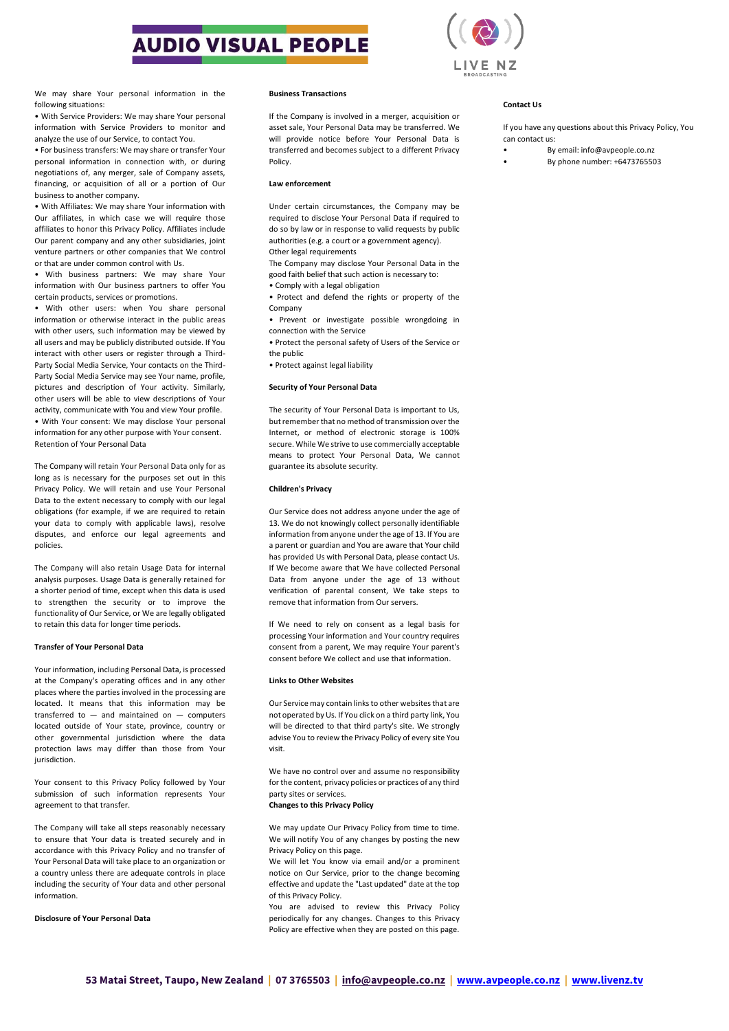We may share Your personal information in the following situations:

- With Service Providers: We may share Your personal information with Service Providers to monitor and analyze the use of our Service, to contact You.
- For business transfers: We may share or transfer Your personal information in connection with, or during negotiations of, any merger, sale of Company assets, financing, or acquisition of all or a portion of Our business to another company.
- With Affiliates: We may share Your information with Our affiliates, in which case we will require those affiliates to honor this Privacy Policy. Affiliates include Our parent company and any other subsidiaries, joint venture partners or other companies that We control or that are under common control with Us.
- With business partners: We may share Your information with Our business partners to offer You certain products, services or promotions.
- With other users: when You share personal information or otherwise interact in the public areas with other users, such information may be viewed by all users and may be publicly distributed outside. If You interact with other users or register through a Third-Party Social Media Service, Your contacts on the Third-Party Social Media Service may see Your name, profile, pictures and description of Your activity. Similarly, other users will be able to view descriptions of Your activity, communicate with You and view Your profile.
- With Your consent: We may disclose Your personal information for any other purpose with Your consent.

Retention of Your Personal Data

The Company will retain Your Personal Data only for as long as is necessary for the purposes set out in this Privacy Policy. We will retain and use Your Personal Data to the extent necessary to comply with our legal obligations (for example, if we are required to retain your data to comply with applicable laws), resolve disputes, and enforce our legal agreements and policies.

The Company will also retain Usage Data for internal analysis purposes. Usage Data is generally retained for a shorter period of time, except when this data is used to strengthen the security or to improve the functionality of Our Service, or We are legally obligated to retain this data for longer time periods.

**Transfer of Your Personal Data**

Your information, including Personal Data, is processed at the Company's operating offices and in any other places where the parties involved in the processing are located. It means that this information may be transferred to — and maintained on — computers located outside of Your state, province, country or other governmental jurisdiction where the data protection laws may differ than those from Your jurisdiction.

Your consent to this Privacy Policy followed by Your submission of such information represents Your agreement to that transfer.

The Company will take all steps reasonably necessary to ensure that Your data is treated securely and in accordance with this Privacy Policy and no transfer of Your Personal Data will take place to an organization or a country unless there are adequate controls in place including the security of Your data and other personal information.

**Disclosure of Your Personal Data**

**Business Transactions**

If the Company is involved in a merger, acquisition or asset sale, Your Personal Data may be transferred. We will provide notice before Your Personal Data is transferred and becomes subject to a different Privacy Policy.

**Law enforcement**

Under certain circumstances, the Company may be required to disclose Your Personal Data if required to do so by law or in response to valid requests by public authorities (e.g. a court or a government agency).

Other legal requirements

The Company may disclose Your Personal Data in the good faith belief that such action is necessary to:

- Comply with a legal obligation
- Protect and defend the rights or property of the Company
- Prevent or investigate possible wrongdoing in connection with the Service
- Protect the personal safety of Users of the Service or the public
- Protect against legal liability

**Security of Your Personal Data**

The security of Your Personal Data is important to Us, but remember that no method of transmission over the Internet, or method of electronic storage is 100% secure. While We strive to use commercially acceptable means to protect Your Personal Data, We cannot guarantee its absolute security.

**Children's Privacy**

Our Service does not address anyone under the age of 13. We do not knowingly collect personally identifiable information from anyone under the age of 13. If You are a parent or guardian and You are aware that Your child has provided Us with Personal Data, please contact Us. If We become aware that We have collected Personal Data from anyone under the age of 13 without verification of parental consent, We take steps to remove that information from Our servers.

If We need to rely on consent as a legal basis for processing Your information and Your country requires consent from a parent, We may require Your parent's consent before We collect and use that information.

**Links to Other Websites**

Our Service may contain links to other websites that are not operated by Us. If You click on a third party link, You will be directed to that third party's site. We strongly advise You to review the Privacy Policy of every site You visit.

We have no control over and assume no responsibility for the content, privacy policies or practices of any third party sites or services.

**Changes to this Privacy Policy**

We may update Our Privacy Policy from time to time. We will notify You of any changes by posting the new Privacy Policy on this page.

We will let You know via email and/or a prominent notice on Our Service, prior to the change becoming effective and update the "Last updated" date at the top of this Privacy Policy.

You are advised to review this Privacy Policy periodically for any changes. Changes to this Privacy Policy are effective when they are posted on this page.

**Contact Us**

If you have any questions about this Privacy Policy, You can contact us:

- By email: info@avpeople.co.nz
- By phone number: +6473765503